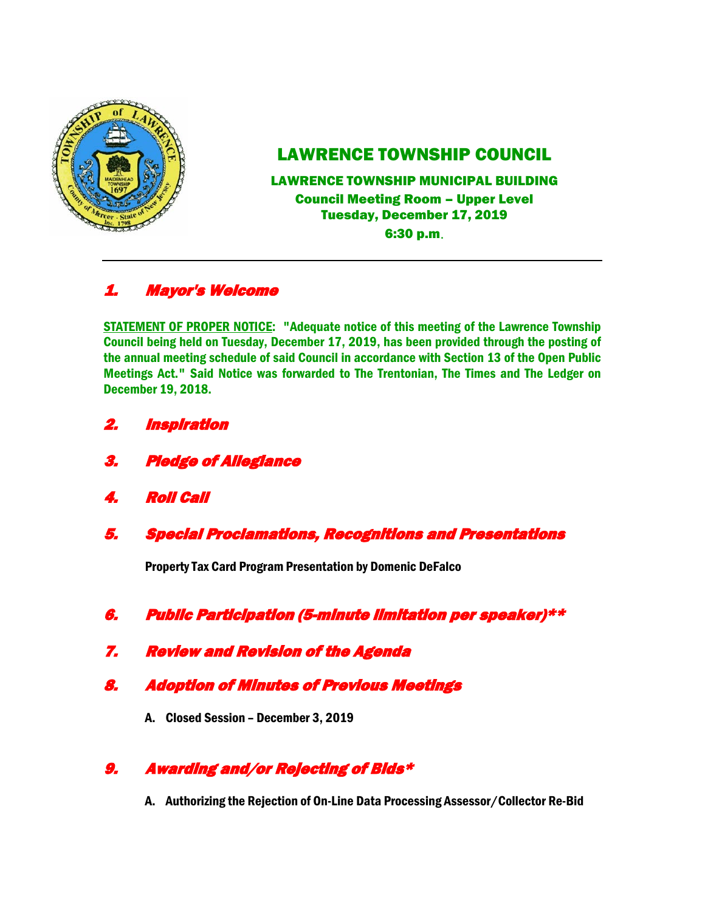# LAWRENCE TOWNSHIP COUNCIL

**LAWRENCE TOWNSHIP MUNICIPAL BUILDING**
**Council Meeting Room – Upper Level**
**Tuesday, December 17, 2019**
**6:30 p.m.**

---

## *1. Mayor's Welcome*

**STATEMENT OF PROPER NOTICE: "Adequate notice of this meeting of the Lawrence Township Council being held on Tuesday, December 17, 2019, has been provided through the posting of the annual meeting schedule of said Council in accordance with Section 13 of the Open Public Meetings Act." Said Notice was forwarded to The Trentonian, The Times and The Ledger on December 19, 2018.**

## *2. Inspiration*

## *3. Pledge of Allegiance*

## *4. Roll Call*

## *5. Special Proclamations, Recognitions and Presentations*

**Property Tax Card Program Presentation by Domenic DeFalco**

## *6. Public Participation (5-minute limitation per speaker)***

## *7. Review and Revision of the Agenda*

## *8. Adoption of Minutes of Previous Meetings*

**A. Closed Session – December 3, 2019**

## *9. Awarding and/or Rejecting of Bids**

**A. Authorizing the Rejection of On-Line Data Processing Assessor/Collector Re-Bid**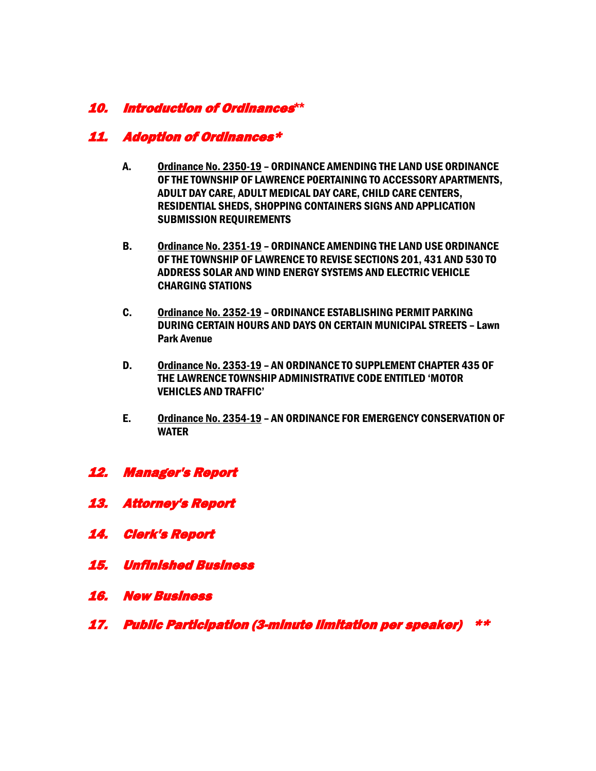## *10. Introduction of Ordinances\*\**

## *11. Adoption of Ordinances\**

**A.** **<u>Ordinance No. 2350-19</u> – ORDINANCE AMENDING THE LAND USE ORDINANCE OF THE TOWNSHIP OF LAWRENCE POERTAINING TO ACCESSORY APARTMENTS, ADULT DAY CARE, ADULT MEDICAL DAY CARE, CHILD CARE CENTERS, RESIDENTIAL SHEDS, SHOPPING CONTAINERS SIGNS AND APPLICATION SUBMISSION REQUIREMENTS**

**B.** **<u>Ordinance No. 2351-19</u> – ORDINANCE AMENDING THE LAND USE ORDINANCE OF THE TOWNSHIP OF LAWRENCE TO REVISE SECTIONS 201, 431 AND 530 TO ADDRESS SOLAR AND WIND ENERGY SYSTEMS AND ELECTRIC VEHICLE CHARGING STATIONS**

**C.** **<u>Ordinance No. 2352-19</u> – ORDINANCE ESTABLISHING PERMIT PARKING DURING CERTAIN HOURS AND DAYS ON CERTAIN MUNICIPAL STREETS – Lawn Park Avenue**

**D.** **<u>Ordinance No. 2353-19</u> – AN ORDINANCE TO SUPPLEMENT CHAPTER 435 OF THE LAWRENCE TOWNSHIP ADMINISTRATIVE CODE ENTITLED 'MOTOR VEHICLES AND TRAFFIC'**

**E.** **<u>Ordinance No. 2354-19</u> – AN ORDINANCE FOR EMERGENCY CONSERVATION OF WATER**

## *12. Manager's Report*

## *13. Attorney's Report*

## *14. Clerk's Report*

## *15. Unfinished Business*

## *16. New Business*

## *17. Public Participation (3-minute limitation per speaker) \*\**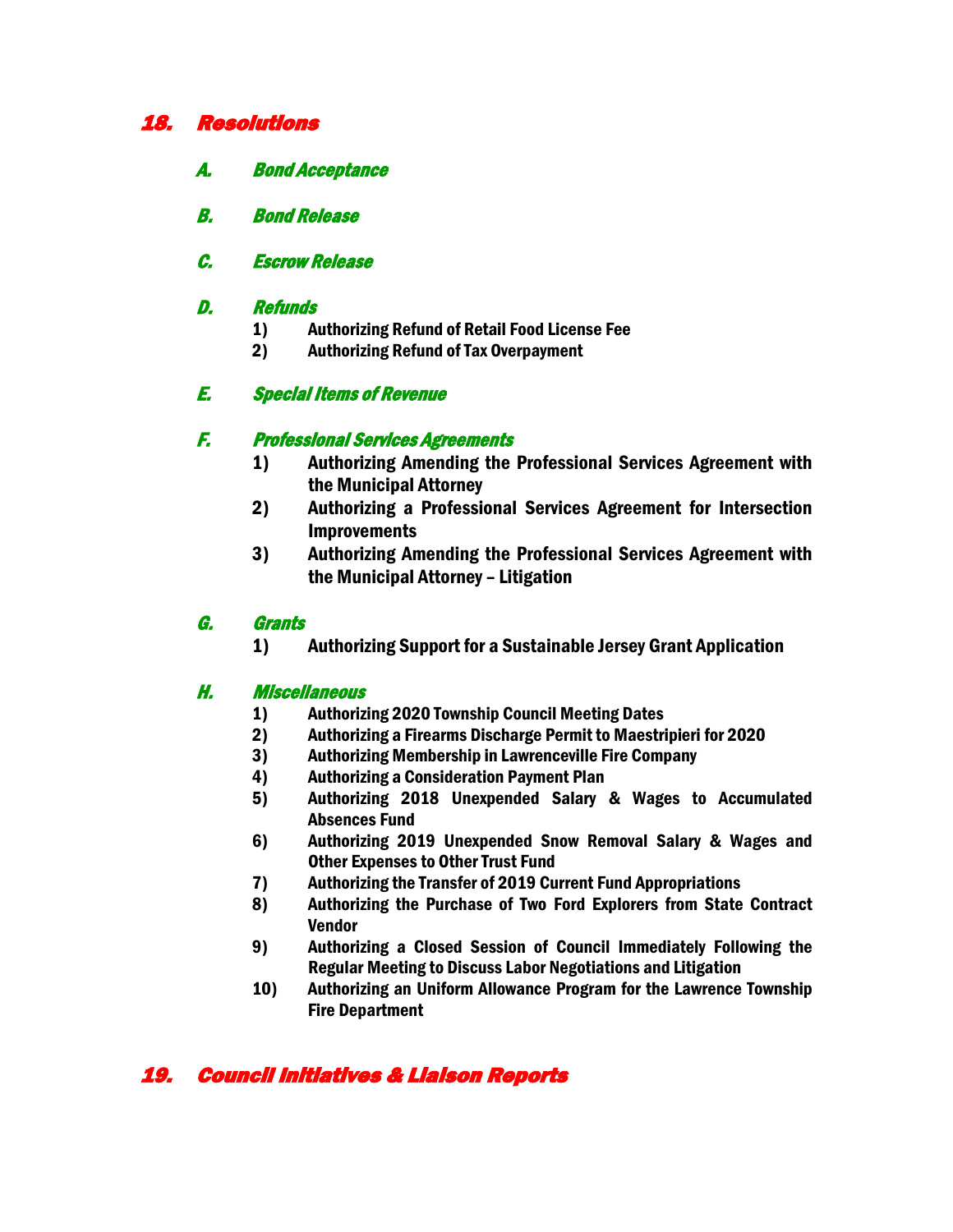## 18. Resolutions

### A. Bond Acceptance

### B. Bond Release

### C. Escrow Release

### D. Refunds

1) **Authorizing Refund of Retail Food License Fee**
2) **Authorizing Refund of Tax Overpayment**

### E. Special Items of Revenue

### F. Professional Services Agreements

1) **Authorizing Amending the Professional Services Agreement with the Municipal Attorney**
2) **Authorizing a Professional Services Agreement for Intersection Improvements**
3) **Authorizing Amending the Professional Services Agreement with the Municipal Attorney – Litigation**

### G. Grants

1) **Authorizing Support for a Sustainable Jersey Grant Application**

### H. Miscellaneous

1) **Authorizing 2020 Township Council Meeting Dates**
2) **Authorizing a Firearms Discharge Permit to Maestripieri for 2020**
3) **Authorizing Membership in Lawrenceville Fire Company**
4) **Authorizing a Consideration Payment Plan**
5) **Authorizing 2018 Unexpended Salary & Wages to Accumulated Absences Fund**
6) **Authorizing 2019 Unexpended Snow Removal Salary & Wages and Other Expenses to Other Trust Fund**
7) **Authorizing the Transfer of 2019 Current Fund Appropriations**
8) **Authorizing the Purchase of Two Ford Explorers from State Contract Vendor**
9) **Authorizing a Closed Session of Council Immediately Following the Regular Meeting to Discuss Labor Negotiations and Litigation**
10) **Authorizing an Uniform Allowance Program for the Lawrence Township Fire Department**

## 19. Council Initiatives & Liaison Reports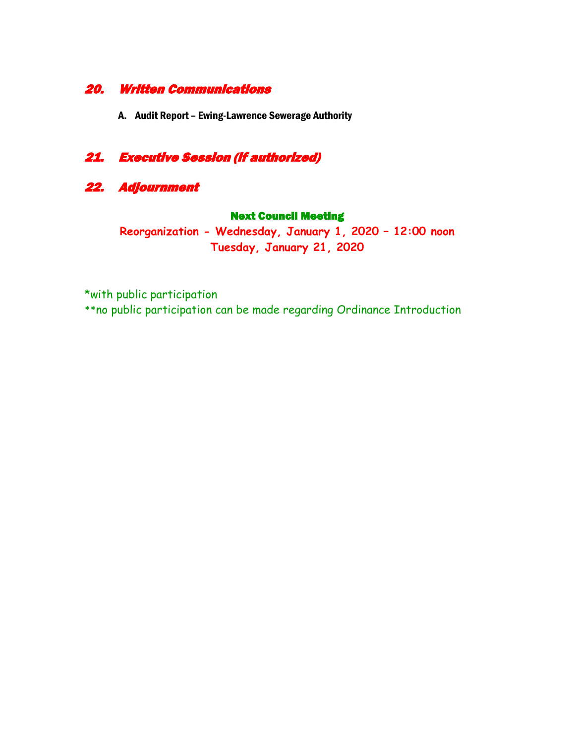## *20. Written Communications*

**A. Audit Report – Ewing-Lawrence Sewerage Authority**

## *21. Executive Session (if authorized)*

## *22. Adjournment*

**Next Council Meeting**

**Reorganization - Wednesday, January 1, 2020 – 12:00 noon**
**Tuesday, January 21, 2020**

*with public participation
**no public participation can be made regarding Ordinance Introduction